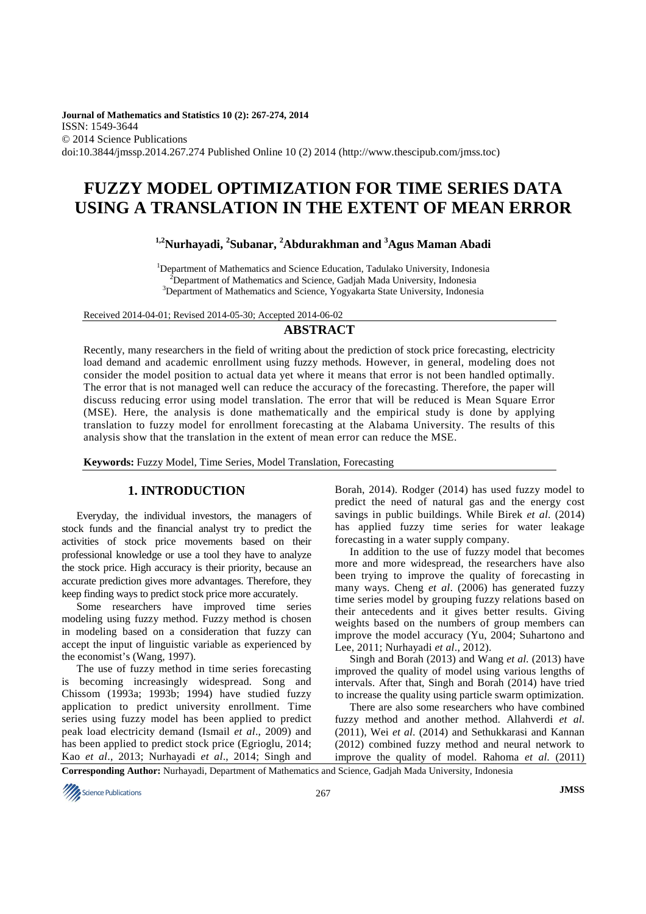Journal of Mathematics and Statistics 10 (2): 267-274, 2014
ISSN: 1549-3644
© 2014 Science Publications
doi:10.3844/jmssp.2014.267.274 Published Online 10 (2) 2014 (http://www.thescipub.com/jmss.toc)

# FUZZY MODEL OPTIMIZATION FOR TIME SERIES DATA USING A TRANSLATION IN THE EXTENT OF MEAN ERROR

**[1,2]Nurhayadi, [2]Subanar, [2]Abdurakhman and [3]Agus Maman Abadi**

[1]Department of Mathematics and Science Education, Tadulako University, Indonesia
[2]Department of Mathematics and Science, Gadjah Mada University, Indonesia
[3]Department of Mathematics and Science, Yogyakarta State University, Indonesia

Received 2014-04-01; Revised 2014-05-30; Accepted 2014-06-02

## ABSTRACT

Recently, many researchers in the field of writing about the prediction of stock price forecasting, electricity load demand and academic enrollment using fuzzy methods. However, in general, modeling does not consider the model position to actual data yet where it means that error is not been handled optimally. The error that is not managed well can reduce the accuracy of the forecasting. Therefore, the paper will discuss reducing error using model translation. The error that will be reduced is Mean Square Error (MSE). Here, the analysis is done mathematically and the empirical study is done by applying translation to fuzzy model for enrollment forecasting at the Alabama University. The results of this analysis show that the translation in the extent of mean error can reduce the MSE.

**Keywords:** Fuzzy Model, Time Series, Model Translation, Forecasting

## 1. INTRODUCTION

Everyday, the individual investors, the managers of stock funds and the financial analyst try to predict the activities of stock price movements based on their professional knowledge or use a tool they have to analyze the stock price. High accuracy is their priority, because an accurate prediction gives more advantages. Therefore, they keep finding ways to predict stock price more accurately.

Some researchers have improved time series modeling using fuzzy method. Fuzzy method is chosen in modeling based on a consideration that fuzzy can accept the input of linguistic variable as experienced by the economist's (Wang, 1997).

The use of fuzzy method in time series forecasting is becoming increasingly widespread. Song and Chissom (1993a; 1993b; 1994) have studied fuzzy application to predict university enrollment. Time series using fuzzy model has been applied to predict peak load electricity demand (Ismail *et al*., 2009) and has been applied to predict stock price (Egrioglu, 2014; Kao *et al*., 2013; Nurhayadi *et al*., 2014; Singh and Borah, 2014). Rodger (2014) has used fuzzy model to predict the need of natural gas and the energy cost savings in public buildings. While Birek *et al*. (2014) has applied fuzzy time series for water leakage forecasting in a water supply company.

In addition to the use of fuzzy model that becomes more and more widespread, the researchers have also been trying to improve the quality of forecasting in many ways. Cheng *et al*. (2006) has generated fuzzy time series model by grouping fuzzy relations based on their antecedents and it gives better results. Giving weights based on the numbers of group members can improve the model accuracy (Yu, 2004; Suhartono and Lee, 2011; Nurhayadi *et al*., 2012).

Singh and Borah (2013) and Wang *et al*. (2013) have improved the quality of model using various lengths of intervals. After that, Singh and Borah (2014) have tried to increase the quality using particle swarm optimization.

There are also some researchers who have combined fuzzy method and another method. Allahverdi *et al*. (2011), Wei *et al*. (2014) and Sethukkarasi and Kannan (2012) combined fuzzy method and neural network to improve the quality of model. Rahoma *et al*. (2011)

**Corresponding Author:** Nurhayadi, Department of Mathematics and Science, Gadjah Mada University, Indonesia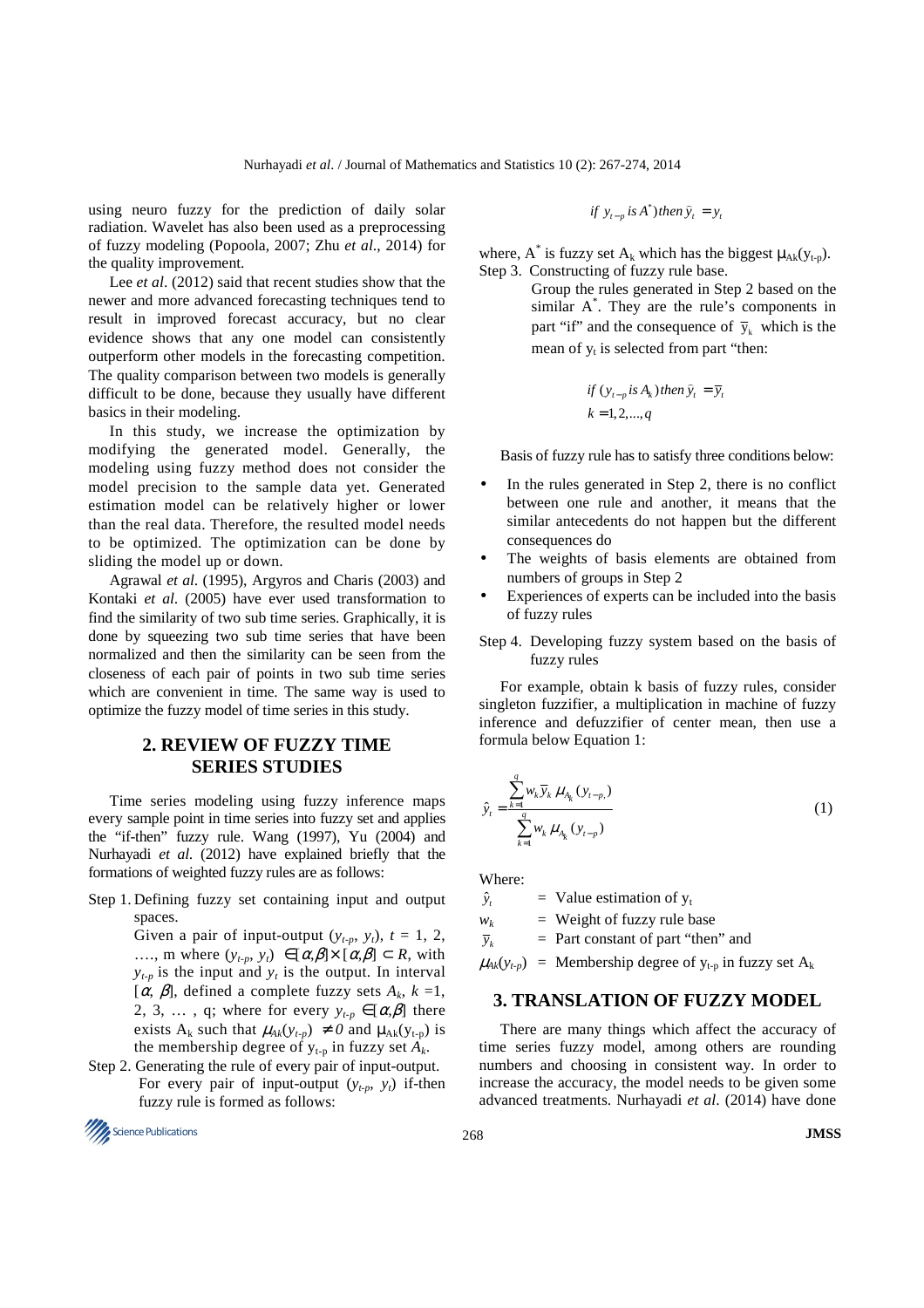using neuro fuzzy for the prediction of daily solar radiation. Wavelet has also been used as a preprocessing of fuzzy modeling (Popoola, 2007; Zhu *et al*., 2014) for the quality improvement.

Lee *et al*. (2012) said that recent studies show that the newer and more advanced forecasting techniques tend to result in improved forecast accuracy, but no clear evidence shows that any one model can consistently outperform other models in the forecasting competition. The quality comparison between two models is generally difficult to be done, because they usually have different basics in their modeling.

In this study, we increase the optimization by modifying the generated model. Generally, the modeling using fuzzy method does not consider the model precision to the sample data yet. Generated estimation model can be relatively higher or lower than the real data. Therefore, the resulted model needs to be optimized. The optimization can be done by sliding the model up or down.

Agrawal *et al*. (1995), Argyros and Charis (2003) and Kontaki *et al*. (2005) have ever used transformation to find the similarity of two sub time series. Graphically, it is done by squeezing two sub time series that have been normalized and then the similarity can be seen from the closeness of each pair of points in two sub time series which are convenient in time. The same way is used to optimize the fuzzy model of time series in this study.

## 2. REVIEW OF FUZZY TIME SERIES STUDIES

Time series modeling using fuzzy inference maps every sample point in time series into fuzzy set and applies the "if-then" fuzzy rule. Wang (1997), Yu (2004) and Nurhayadi *et al*. (2012) have explained briefly that the formations of weighted fuzzy rules are as follows:

Step 1. Defining fuzzy set containing input and output spaces.
Given a pair of input-output $(y_{t-p}, y_t)$, $t = 1, 2, \ldots, m$ where $(y_{t-p}, y_t) \in [\alpha,\beta] \times [\alpha,\beta] \subset R$, with $y_{t-p}$ is the input and $y_t$ is the output. In interval $[\alpha, \beta]$, defined a complete fuzzy sets $A_k$, $k = 1, 2, 3, \ldots, q$; where for every $y_{t-p} \in [\alpha,\beta]$ there exists $A_k$ such that $\mu_{Ak}(y_{t-p}) \neq 0$ and $\mu_{Ak}(y_{t-p})$ is the membership degree of $y_{t-p}$ in fuzzy set $A_k$.

Step 2. Generating the rule of every pair of input-output.
For every pair of input-output $(y_{t-p}, y_t)$ if-then fuzzy rule is formed as follows:

$$if\ y_{t-p}\ is\ A^{*})\ then\ \hat{y}_t = y_t$$

where, $A^*$ is fuzzy set $A_k$ which has the biggest $\mu_{Ak}(y_{t-p})$.

Step 3. Constructing of fuzzy rule base.
Group the rules generated in Step 2 based on the similar $A^*$. They are the rule's components in part "if" and the consequence of $\bar{y}_k$ which is the mean of $y_t$ is selected from part "then:

$$if\ (y_{t-p}\ is\ A_k)\ then\ \hat{y}_t = \bar{y}_t$$
$$k = 1, 2, \ldots, q$$

Basis of fuzzy rule has to satisfy three conditions below:

- In the rules generated in Step 2, there is no conflict between one rule and another, it means that the similar antecedents do not happen but the different consequences do
- The weights of basis elements are obtained from numbers of groups in Step 2
- Experiences of experts can be included into the basis of fuzzy rules

Step 4. Developing fuzzy system based on the basis of fuzzy rules

For example, obtain k basis of fuzzy rules, consider singleton fuzzifier, a multiplication in machine of fuzzy inference and defuzzifier of center mean, then use a formula below Equation 1:

$$\hat{y}_t = \frac{\sum_{k=1}^{q} w_k \bar{y}_k\, \mu_{A_k}(y_{t-p})}{\sum_{k=1}^{q} w_k\, \mu_{A_k}(y_{t-p})} \quad (1)$$

Where:

- $\hat{y}_t$ = Value estimation of $y_t$
- $w_k$ = Weight of fuzzy rule base
- $\bar{y}_k$ = Part constant of part "then" and
- $\mu_{Ak}(y_{t-p})$ = Membership degree of $y_{t-p}$ in fuzzy set $A_k$

## 3. TRANSLATION OF FUZZY MODEL

There are many things which affect the accuracy of time series fuzzy model, among others are rounding numbers and choosing in consistent way. In order to increase the accuracy, the model needs to be given some advanced treatments. Nurhayadi *et al*. (2014) have done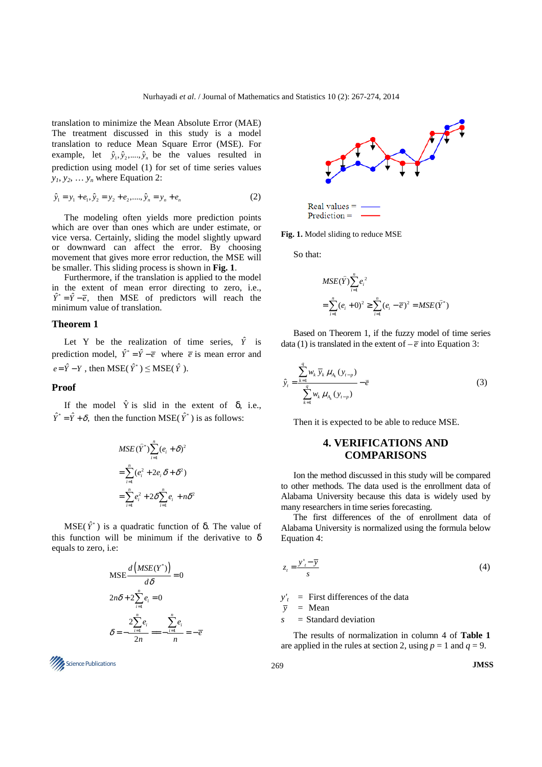translation to minimize the Mean Absolute Error (MAE) The treatment discussed in this study is a model translation to reduce Mean Square Error (MSE). For example, let $\hat{y}_1, \hat{y}_2, \ldots, \hat{y}_n$ be the values resulted in prediction using model (1) for set of time series values $y_1, y_2, \ldots y_n$ where Equation 2:

$$\hat{y}_1 = y_1 + e_1, \hat{y}_2 = y_2 + e_2, \ldots, \hat{y}_n = y_n + e_n \tag{2}$$

The modeling often yields more prediction points which are over than ones which are under estimate, or vice versa. Certainly, sliding the model slightly upward or downward can affect the error. By choosing movement that gives more error reduction, the MSE will be smaller. This sliding process is shown in **Fig. 1**.

Furthermore, if the translation is applied to the model in the extent of mean error directing to zero, i.e., $\hat{Y}^* = \hat{Y} - \bar{e}$, then MSE of predictors will reach the minimum value of translation.

### Theorem 1

Let Y be the realization of time series, $\hat{Y}$ is prediction model, $\hat{Y}^* = \hat{Y} - \bar{e}$ where $\bar{e}$ is mean error and $e = \hat{Y} - Y$, then MSE($\hat{Y}^*$) ≤ MSE($\hat{Y}$).

### Proof

If the model $\hat{Y}$ is slid in the extent of δ, i.e., $\hat{Y}^* = \hat{Y} + \delta$, then the function MSE($\hat{Y}^*$) is as follows:

$$MSE(\hat{Y}^*) \sum_{i=1}^{n} (e_i + \delta)^2$$
$$= \sum_{i=1}^{n} (e_i^2 + 2e_i\delta + \delta^2)$$
$$= \sum_{i=1}^{n} e_i^2 + 2\delta \sum_{i=1}^{n} e_i + n\delta^2$$

MSE($\hat{Y}^*$) is a quadratic function of δ. The value of this function will be minimum if the derivative to δ equals to zero, i.e:

$$\text{MSE} \frac{d\left(MSE(Y^*)\right)}{d\delta} = 0$$
$$2n\delta + 2\sum_{i=1}^{n} e_i = 0$$
$$\delta = -\frac{2\sum_{i=1}^{n} e_i}{2n} = -\frac{\sum_{i=1}^{n} e_i}{n} = -\bar{e}$$

Real values = (blue)
Prediction = (red)

**Fig. 1.** Model sliding to reduce MSE

So that:

$$MSE(\hat{Y}) \sum_{i=1}^{n} e_i^2$$
$$= \sum_{i=1}^{n} (e_i + 0)^2 \geq \sum_{i=1}^{n} (e_i - \bar{e})^2 = MSE(\hat{Y}^*)$$

Based on Theorem 1, if the fuzzy model of time series data (1) is translated in the extent of $-\bar{e}$ into Equation 3:

$$\hat{y}_t = \frac{\sum_{k=1}^{q} w_k \bar{y}_k \mu_{A_k}(y_{t-p})}{\sum_{k=1}^{q} w_k \mu_{A_k}(y_{t-p})} - \bar{e} \tag{3}$$

Then it is expected to be able to reduce MSE.

## 4. VERIFICATIONS AND COMPARISONS

Ion the method discussed in this study will be compared to other methods. The data used is the enrollment data of Alabama University because this data is widely used by many researchers in time series forecasting.

The first differences of the of enrollment data of Alabama University is normalized using the formula below Equation 4:

$$z_t = \frac{y'_t - \bar{y}}{s} \tag{4}$$

$y'_t$ = First differences of the data
$\bar{y}$ = Mean
$s$ = Standard deviation

The results of normalization in column 4 of **Table 1** are applied in the rules at section 2, using $p = 1$ and $q = 9$.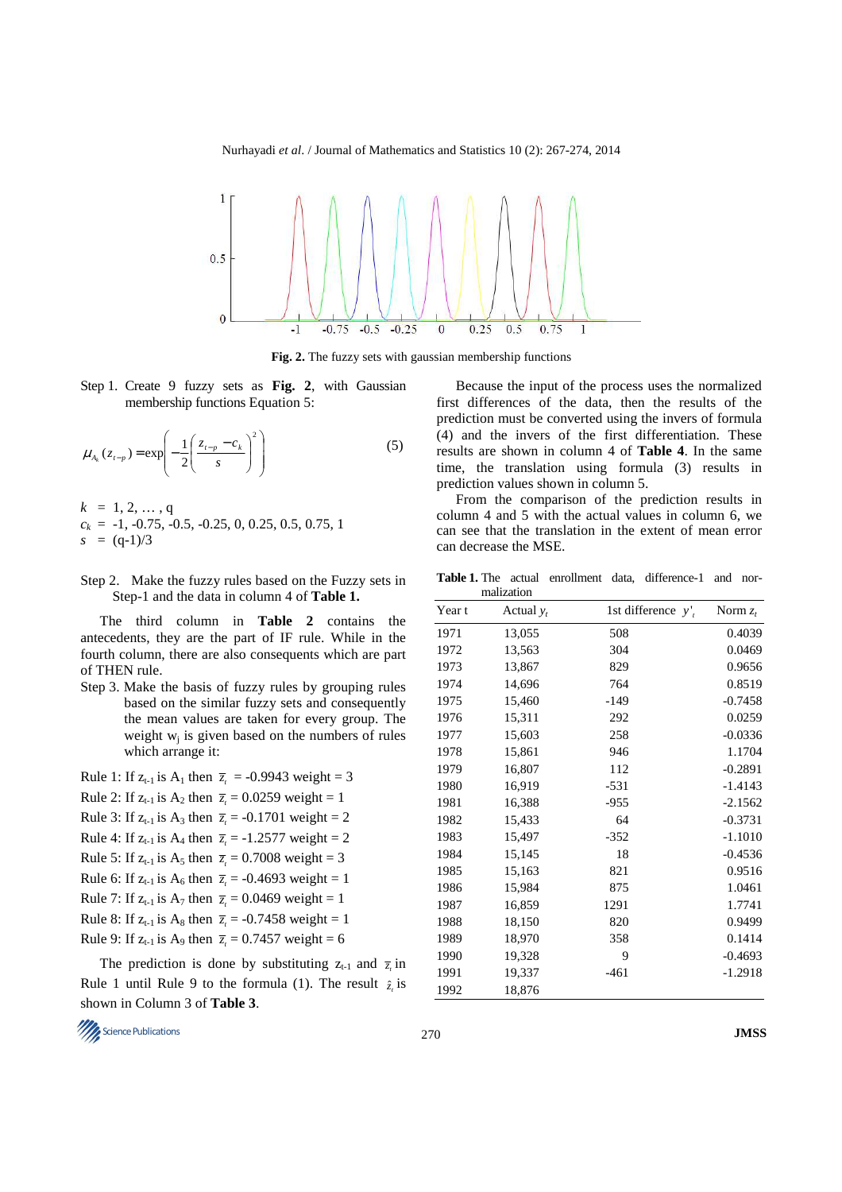Fig. 2. The fuzzy sets with gaussian membership functions

Step 1. Create 9 fuzzy sets as **Fig. 2**, with Gaussian membership functions Equation 5:

$$\mu_{A_k}(z_{t-p}) = \exp\left(-\frac{1}{2}\left(\frac{z_{t-p} - c_k}{s}\right)^2\right) \qquad (5)$$

$k$ = 1, 2, … , q
$c_k$ = -1, -0.75, -0.5, -0.25, 0, 0.25, 0.5, 0.75, 1
$s$ = (q-1)/3

Step 2. Make the fuzzy rules based on the Fuzzy sets in Step-1 and the data in column 4 of **Table 1.**

The third column in **Table 2** contains the antecedents, they are the part of IF rule. While in the fourth column, there are also consequents which are part of THEN rule.

Step 3. Make the basis of fuzzy rules by grouping rules based on the similar fuzzy sets and consequently the mean values are taken for every group. The weight $w_j$ is given based on the numbers of rules which arrange it:

Rule 1: If $z_{t-1}$ is $A_1$ then $\bar{z}_t$ = -0.9943 weight = 3
Rule 2: If $z_{t-1}$ is $A_2$ then $\bar{z}_t$ = 0.0259 weight = 1
Rule 3: If $z_{t-1}$ is $A_3$ then $\bar{z}_t$ = -0.1701 weight = 2
Rule 4: If $z_{t-1}$ is $A_4$ then $\bar{z}_t$ = -1.2577 weight = 2
Rule 5: If $z_{t-1}$ is $A_5$ then $\bar{z}_t$ = 0.7008 weight = 3
Rule 6: If $z_{t-1}$ is $A_6$ then $\bar{z}_t$ = -0.4693 weight = 1
Rule 7: If $z_{t-1}$ is $A_7$ then $\bar{z}_t$ = 0.0469 weight = 1
Rule 8: If $z_{t-1}$ is $A_8$ then $\bar{z}_t$ = -0.7458 weight = 1
Rule 9: If $z_{t-1}$ is $A_9$ then $\bar{z}_t$ = 0.7457 weight = 6

The prediction is done by substituting $z_{t-1}$ and $\bar{z}_t$ in Rule 1 until Rule 9 to the formula (1). The result $\hat{z}_t$ is shown in Column 3 of **Table 3**.

Because the input of the process uses the normalized first differences of the data, then the results of the prediction must be converted using the invers of formula (4) and the invers of the first differentiation. These results are shown in column 4 of **Table 4**. In the same time, the translation using formula (3) results in prediction values shown in column 5.

From the comparison of the prediction results in column 4 and 5 with the actual values in column 6, we can see that the translation in the extent of mean error can decrease the MSE.

**Table 1.** The actual enrollment data, difference-1 and normalization

| Year t | Actual $y_t$ | 1st difference $y'_t$ | Norm $z_t$ |
|---|---|---|---|
| 1971 | 13,055 | 508 | 0.4039 |
| 1972 | 13,563 | 304 | 0.0469 |
| 1973 | 13,867 | 829 | 0.9656 |
| 1974 | 14,696 | 764 | 0.8519 |
| 1975 | 15,460 | -149 | -0.7458 |
| 1976 | 15,311 | 292 | 0.0259 |
| 1977 | 15,603 | 258 | -0.0336 |
| 1978 | 15,861 | 946 | 1.1704 |
| 1979 | 16,807 | 112 | -0.2891 |
| 1980 | 16,919 | -531 | -1.4143 |
| 1981 | 16,388 | -955 | -2.1562 |
| 1982 | 15,433 | 64 | -0.3731 |
| 1983 | 15,497 | -352 | -1.1010 |
| 1984 | 15,145 | 18 | -0.4536 |
| 1985 | 15,163 | 821 | 0.9516 |
| 1986 | 15,984 | 875 | 1.0461 |
| 1987 | 16,859 | 1291 | 1.7741 |
| 1988 | 18,150 | 820 | 0.9499 |
| 1989 | 18,970 | 358 | 0.1414 |
| 1990 | 19,328 | 9 | -0.4693 |
| 1991 | 19,337 | -461 | -1.2918 |
| 1992 | 18,876 | | |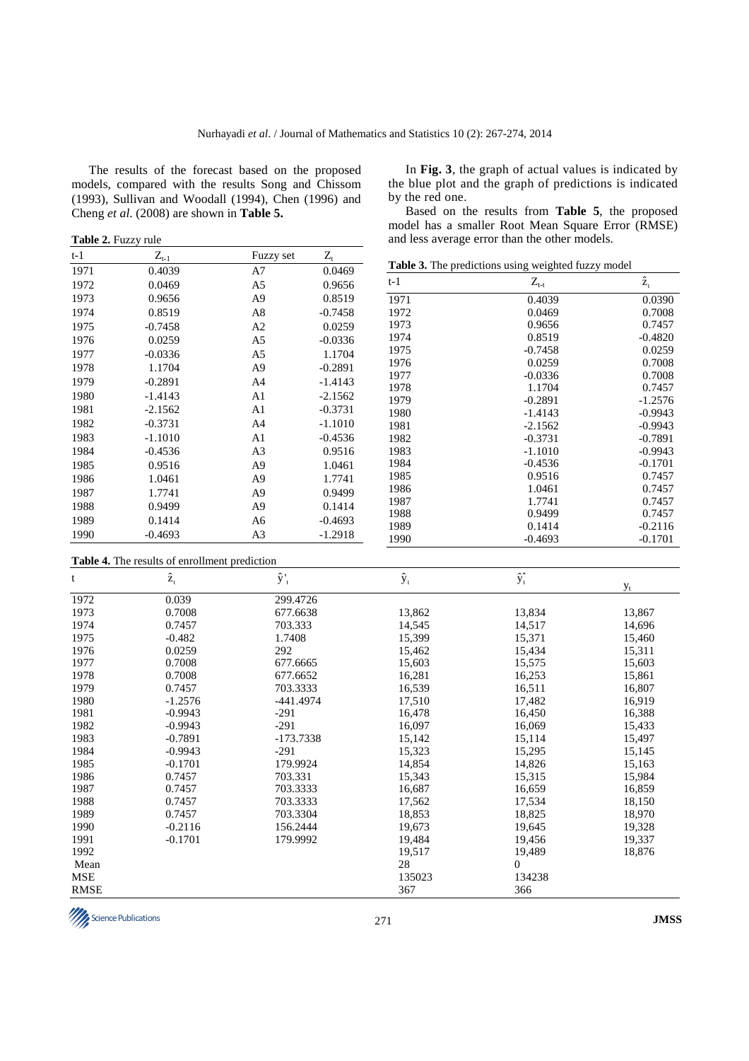The results of the forecast based on the proposed models, compared with the results Song and Chissom (1993), Sullivan and Woodall (1994), Chen (1996) and Cheng *et al.* (2008) are shown in **Table 5.**

**Table 2.** Fuzzy rule

| t-1 | $Z_{t-1}$ | Fuzzy set | $Z_t$ |
|---|---|---|---|
| 1971 | 0.4039 | A7 | 0.0469 |
| 1972 | 0.0469 | A5 | 0.9656 |
| 1973 | 0.9656 | A9 | 0.8519 |
| 1974 | 0.8519 | A8 | -0.7458 |
| 1975 | -0.7458 | A2 | 0.0259 |
| 1976 | 0.0259 | A5 | -0.0336 |
| 1977 | -0.0336 | A5 | 1.1704 |
| 1978 | 1.1704 | A9 | -0.2891 |
| 1979 | -0.2891 | A4 | -1.4143 |
| 1980 | -1.4143 | A1 | -2.1562 |
| 1981 | -2.1562 | A1 | -0.3731 |
| 1982 | -0.3731 | A4 | -1.1010 |
| 1983 | -1.1010 | A1 | -0.4536 |
| 1984 | -0.4536 | A3 | 0.9516 |
| 1985 | 0.9516 | A9 | 1.0461 |
| 1986 | 1.0461 | A9 | 1.7741 |
| 1987 | 1.7741 | A9 | 0.9499 |
| 1988 | 0.9499 | A9 | 0.1414 |
| 1989 | 0.1414 | A6 | -0.4693 |
| 1990 | -0.4693 | A3 | -1.2918 |

In **Fig. 3**, the graph of actual values is indicated by the blue plot and the graph of predictions is indicated by the red one.

Based on the results from **Table 5**, the proposed model has a smaller Root Mean Square Error (RMSE) and less average error than the other models.

**Table 3.** The predictions using weighted fuzzy model

| t-1 | $Z_{t-t}$ | $\hat{z}_t$ |
|---|---|---|
| 1971 | 0.4039 | 0.0390 |
| 1972 | 0.0469 | 0.7008 |
| 1973 | 0.9656 | 0.7457 |
| 1974 | 0.8519 | -0.4820 |
| 1975 | -0.7458 | 0.0259 |
| 1976 | 0.0259 | 0.7008 |
| 1977 | -0.0336 | 0.7008 |
| 1978 | 1.1704 | 0.7457 |
| 1979 | -0.2891 | -1.2576 |
| 1980 | -1.4143 | -0.9943 |
| 1981 | -2.1562 | -0.9943 |
| 1982 | -0.3731 | -0.7891 |
| 1983 | -1.1010 | -0.9943 |
| 1984 | -0.4536 | -0.1701 |
| 1985 | 0.9516 | 0.7457 |
| 1986 | 1.0461 | 0.7457 |
| 1987 | 1.7741 | 0.7457 |
| 1988 | 0.9499 | 0.7457 |
| 1989 | 0.1414 | -0.2116 |
| 1990 | -0.4693 | -0.1701 |

**Table 4.** The results of enrollment prediction

| t | $\hat{z}_t$ | $\hat{y}'_t$ | $\hat{y}_t$ | $\hat{y}^*_t$ | $y_t$ |
|---|---|---|---|---|---|
| 1972 | 0.039 | 299.4726 | | | |
| 1973 | 0.7008 | 677.6638 | 13,862 | 13,834 | 13,867 |
| 1974 | 0.7457 | 703.333 | 14,545 | 14,517 | 14,696 |
| 1975 | -0.482 | 1.7408 | 15,399 | 15,371 | 15,460 |
| 1976 | 0.0259 | 292 | 15,462 | 15,434 | 15,311 |
| 1977 | 0.7008 | 677.6665 | 15,603 | 15,575 | 15,603 |
| 1978 | 0.7008 | 677.6652 | 16,281 | 16,253 | 15,861 |
| 1979 | 0.7457 | 703.3333 | 16,539 | 16,511 | 16,807 |
| 1980 | -1.2576 | -441.4974 | 17,510 | 17,482 | 16,919 |
| 1981 | -0.9943 | -291 | 16,478 | 16,450 | 16,388 |
| 1982 | -0.9943 | -291 | 16,097 | 16,069 | 15,433 |
| 1983 | -0.7891 | -173.7338 | 15,142 | 15,114 | 15,497 |
| 1984 | -0.9943 | -291 | 15,323 | 15,295 | 15,145 |
| 1985 | -0.1701 | 179.9924 | 14,854 | 14,826 | 15,163 |
| 1986 | 0.7457 | 703.331 | 15,343 | 15,315 | 15,984 |
| 1987 | 0.7457 | 703.3333 | 16,687 | 16,659 | 16,859 |
| 1988 | 0.7457 | 703.3333 | 17,562 | 17,534 | 18,150 |
| 1989 | 0.7457 | 703.3304 | 18,853 | 18,825 | 18,970 |
| 1990 | -0.2116 | 156.2444 | 19,673 | 19,645 | 19,328 |
| 1991 | -0.1701 | 179.9992 | 19,484 | 19,456 | 19,337 |
| 1992 | | | 19,517 | 19,489 | 18,876 |
| Mean | | | 28 | 0 | |
| MSE | | | 135023 | 134238 | |
| RMSE | | | 367 | 366 | |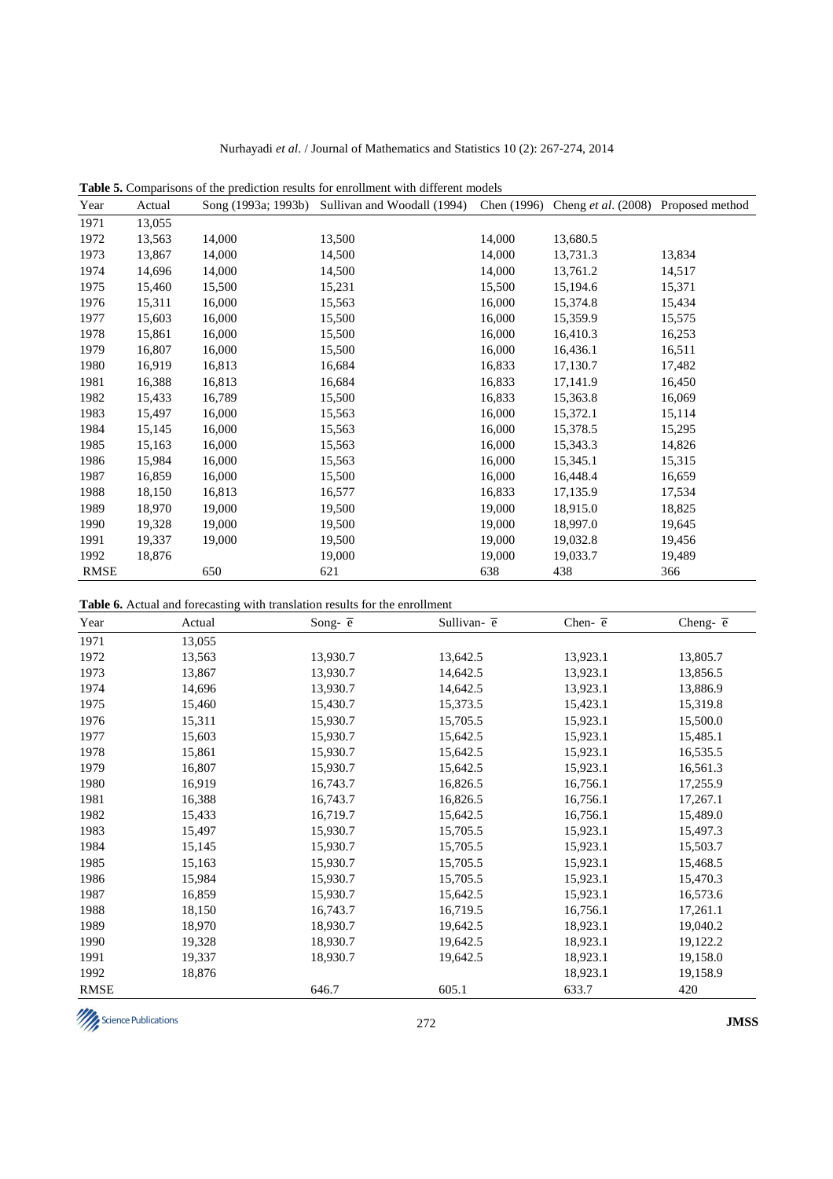**Table 5.** Comparisons of the prediction results for enrollment with different models

| Year | Actual | Song (1993a; 1993b) | Sullivan and Woodall (1994) | Chen (1996) | Cheng *et al*. (2008) | Proposed method |
|---|---|---|---|---|---|---|
| 1971 | 13,055 | | | | | |
| 1972 | 13,563 | 14,000 | 13,500 | 14,000 | 13,680.5 | |
| 1973 | 13,867 | 14,000 | 14,500 | 14,000 | 13,731.3 | 13,834 |
| 1974 | 14,696 | 14,000 | 14,500 | 14,000 | 13,761.2 | 14,517 |
| 1975 | 15,460 | 15,500 | 15,231 | 15,500 | 15,194.6 | 15,371 |
| 1976 | 15,311 | 16,000 | 15,563 | 16,000 | 15,374.8 | 15,434 |
| 1977 | 15,603 | 16,000 | 15,500 | 16,000 | 15,359.9 | 15,575 |
| 1978 | 15,861 | 16,000 | 15,500 | 16,000 | 16,410.3 | 16,253 |
| 1979 | 16,807 | 16,000 | 15,500 | 16,000 | 16,436.1 | 16,511 |
| 1980 | 16,919 | 16,813 | 16,684 | 16,833 | 17,130.7 | 17,482 |
| 1981 | 16,388 | 16,813 | 16,684 | 16,833 | 17,141.9 | 16,450 |
| 1982 | 15,433 | 16,789 | 15,500 | 16,833 | 15,363.8 | 16,069 |
| 1983 | 15,497 | 16,000 | 15,563 | 16,000 | 15,372.1 | 15,114 |
| 1984 | 15,145 | 16,000 | 15,563 | 16,000 | 15,378.5 | 15,295 |
| 1985 | 15,163 | 16,000 | 15,563 | 16,000 | 15,343.3 | 14,826 |
| 1986 | 15,984 | 16,000 | 15,563 | 16,000 | 15,345.1 | 15,315 |
| 1987 | 16,859 | 16,000 | 15,500 | 16,000 | 16,448.4 | 16,659 |
| 1988 | 18,150 | 16,813 | 16,577 | 16,833 | 17,135.9 | 17,534 |
| 1989 | 18,970 | 19,000 | 19,500 | 19,000 | 18,915.0 | 18,825 |
| 1990 | 19,328 | 19,000 | 19,500 | 19,000 | 18,997.0 | 19,645 |
| 1991 | 19,337 | 19,000 | 19,500 | 19,000 | 19,032.8 | 19,456 |
| 1992 | 18,876 | | 19,000 | 19,000 | 19,033.7 | 19,489 |
| RMSE | | 650 | 621 | 638 | 438 | 366 |

**Table 6.** Actual and forecasting with translation results for the enrollment

| Year | Actual | Song- $\overline{e}$ | Sullivan- $\overline{e}$ | Chen- $\overline{e}$ | Cheng- $\overline{e}$ |
|---|---|---|---|---|---|
| 1971 | 13,055 | | | | |
| 1972 | 13,563 | 13,930.7 | 13,642.5 | 13,923.1 | 13,805.7 |
| 1973 | 13,867 | 13,930.7 | 14,642.5 | 13,923.1 | 13,856.5 |
| 1974 | 14,696 | 13,930.7 | 14,642.5 | 13,923.1 | 13,886.9 |
| 1975 | 15,460 | 15,430.7 | 15,373.5 | 15,423.1 | 15,319.8 |
| 1976 | 15,311 | 15,930.7 | 15,705.5 | 15,923.1 | 15,500.0 |
| 1977 | 15,603 | 15,930.7 | 15,642.5 | 15,923.1 | 15,485.1 |
| 1978 | 15,861 | 15,930.7 | 15,642.5 | 15,923.1 | 16,535.5 |
| 1979 | 16,807 | 15,930.7 | 15,642.5 | 15,923.1 | 16,561.3 |
| 1980 | 16,919 | 16,743.7 | 16,826.5 | 16,756.1 | 17,255.9 |
| 1981 | 16,388 | 16,743.7 | 16,826.5 | 16,756.1 | 17,267.1 |
| 1982 | 15,433 | 16,719.7 | 15,642.5 | 16,756.1 | 15,489.0 |
| 1983 | 15,497 | 15,930.7 | 15,705.5 | 15,923.1 | 15,497.3 |
| 1984 | 15,145 | 15,930.7 | 15,705.5 | 15,923.1 | 15,503.7 |
| 1985 | 15,163 | 15,930.7 | 15,705.5 | 15,923.1 | 15,468.5 |
| 1986 | 15,984 | 15,930.7 | 15,705.5 | 15,923.1 | 15,470.3 |
| 1987 | 16,859 | 15,930.7 | 15,642.5 | 15,923.1 | 16,573.6 |
| 1988 | 18,150 | 16,743.7 | 16,719.5 | 16,756.1 | 17,261.1 |
| 1989 | 18,970 | 18,930.7 | 19,642.5 | 18,923.1 | 19,040.2 |
| 1990 | 19,328 | 18,930.7 | 19,642.5 | 18,923.1 | 19,122.2 |
| 1991 | 19,337 | 18,930.7 | 19,642.5 | 18,923.1 | 19,158.0 |
| 1992 | 18,876 | | | 18,923.1 | 19,158.9 |
| RMSE | | 646.7 | 605.1 | 633.7 | 420 |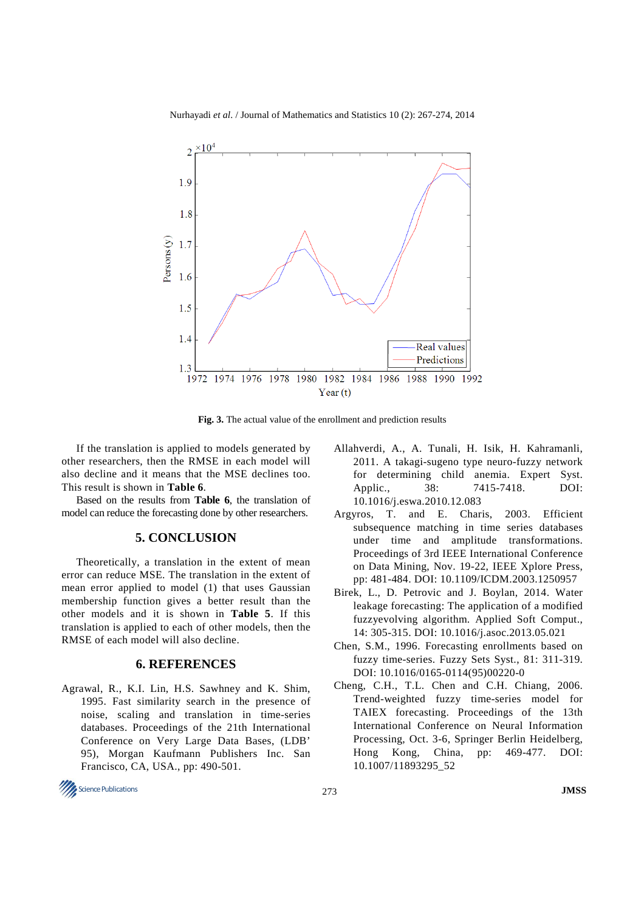**Fig. 3.** The actual value of the enrollment and prediction results

If the translation is applied to models generated by other researchers, then the RMSE in each model will also decline and it means that the MSE declines too. This result is shown in **Table 6**.

Based on the results from **Table 6**, the translation of model can reduce the forecasting done by other researchers.

## 5. CONCLUSION

Theoretically, a translation in the extent of mean error can reduce MSE. The translation in the extent of mean error applied to model (1) that uses Gaussian membership function gives a better result than the other models and it is shown in **Table 5**. If this translation is applied to each of other models, then the RMSE of each model will also decline.

## 6. REFERENCES

Agrawal, R., K.I. Lin, H.S. Sawhney and K. Shim, 1995. Fast similarity search in the presence of noise, scaling and translation in time-series databases. Proceedings of the 21th International Conference on Very Large Data Bases, (LDB' 95), Morgan Kaufmann Publishers Inc. San Francisco, CA, USA., pp: 490-501.

Allahverdi, A., A. Tunali, H. Isik, H. Kahramanli, 2011. A takagi-sugeno type neuro-fuzzy network for determining child anemia. Expert Syst. Applic., 38: 7415-7418. DOI: 10.1016/j.eswa.2010.12.083

Argyros, T. and E. Charis, 2003. Efficient subsequence matching in time series databases under time and amplitude transformations. Proceedings of 3rd IEEE International Conference on Data Mining, Nov. 19-22, IEEE Xplore Press, pp: 481-484. DOI: 10.1109/ICDM.2003.1250957

Birek, L., D. Petrovic and J. Boylan, 2014. Water leakage forecasting: The application of a modified fuzzyevolving algorithm. Applied Soft Comput., 14: 305-315. DOI: 10.1016/j.asoc.2013.05.021

Chen, S.M., 1996. Forecasting enrollments based on fuzzy time-series. Fuzzy Sets Syst., 81: 311-319. DOI: 10.1016/0165-0114(95)00220-0

Cheng, C.H., T.L. Chen and C.H. Chiang, 2006. Trend-weighted fuzzy time-series model for TAIEX forecasting. Proceedings of the 13th International Conference on Neural Information Processing, Oct. 3-6, Springer Berlin Heidelberg, Hong Kong, China, pp: 469-477. DOI: 10.1007/11893295_52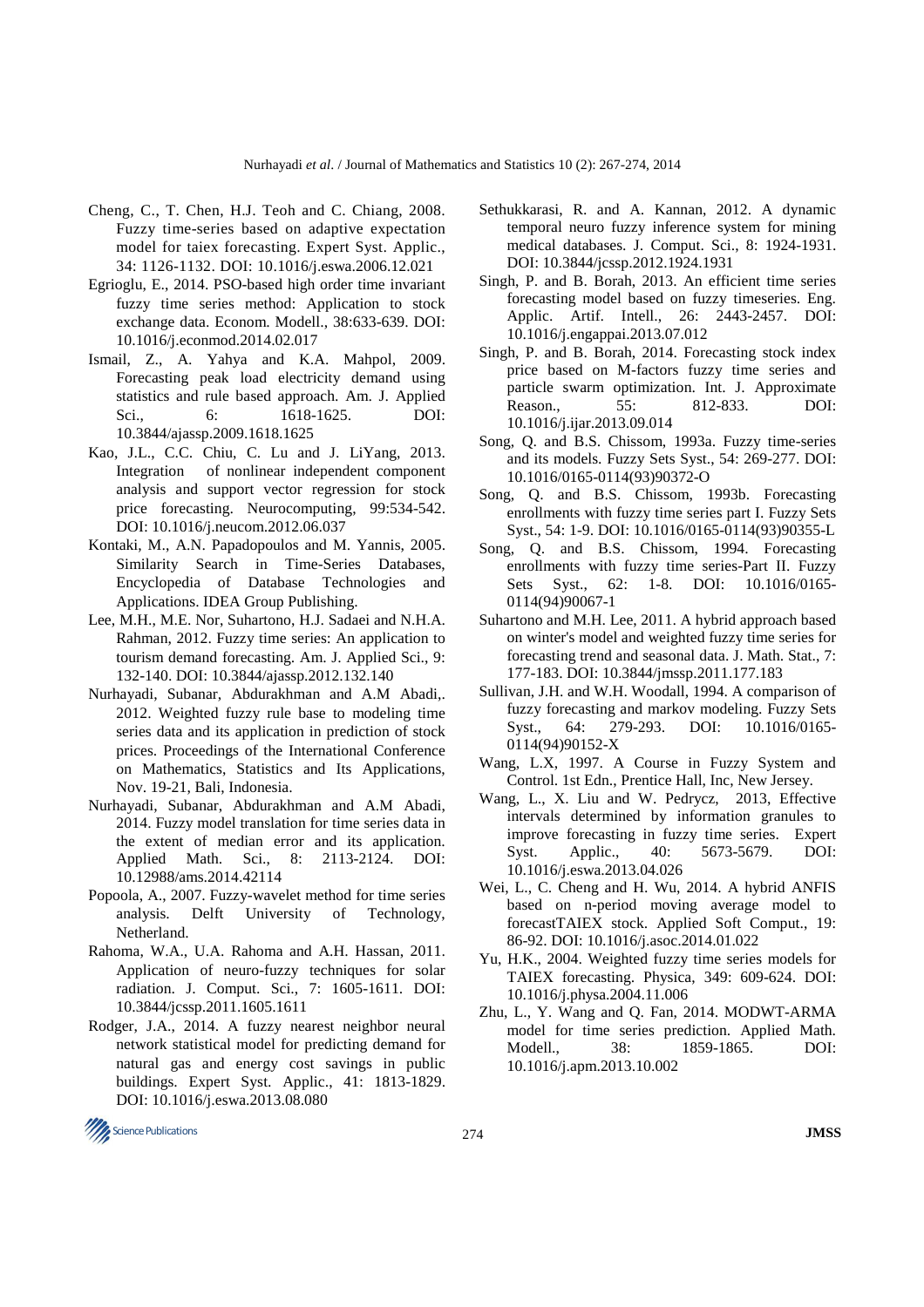Cheng, C., T. Chen, H.J. Teoh and C. Chiang, 2008. Fuzzy time-series based on adaptive expectation model for taiex forecasting. Expert Syst. Applic., 34: 1126-1132. DOI: 10.1016/j.eswa.2006.12.021

Egrioglu, E., 2014. PSO-based high order time invariant fuzzy time series method: Application to stock exchange data. Econom. Modell., 38:633-639. DOI: 10.1016/j.econmod.2014.02.017

Ismail, Z., A. Yahya and K.A. Mahpol, 2009. Forecasting peak load electricity demand using statistics and rule based approach. Am. J. Applied Sci., 6: 1618-1625. DOI: 10.3844/ajassp.2009.1618.1625

Kao, J.L., C.C. Chiu, C. Lu and J. LiYang, 2013. Integration of nonlinear independent component analysis and support vector regression for stock price forecasting. Neurocomputing, 99:534-542. DOI: 10.1016/j.neucom.2012.06.037

Kontaki, M., A.N. Papadopoulos and M. Yannis, 2005. Similarity Search in Time-Series Databases, Encyclopedia of Database Technologies and Applications. IDEA Group Publishing.

Lee, M.H., M.E. Nor, Suhartono, H.J. Sadaei and N.H.A. Rahman, 2012. Fuzzy time series: An application to tourism demand forecasting. Am. J. Applied Sci., 9: 132-140. DOI: 10.3844/ajassp.2012.132.140

Nurhayadi, Subanar, Abdurakhman and A.M Abadi,. 2012. Weighted fuzzy rule base to modeling time series data and its application in prediction of stock prices. Proceedings of the International Conference on Mathematics, Statistics and Its Applications, Nov. 19-21, Bali, Indonesia.

Nurhayadi, Subanar, Abdurakhman and A.M Abadi, 2014. Fuzzy model translation for time series data in the extent of median error and its application. Applied Math. Sci., 8: 2113-2124. DOI: 10.12988/ams.2014.42114

Popoola, A., 2007. Fuzzy-wavelet method for time series analysis. Delft University of Technology, Netherland.

Rahoma, W.A., U.A. Rahoma and A.H. Hassan, 2011. Application of neuro-fuzzy techniques for solar radiation. J. Comput. Sci., 7: 1605-1611. DOI: 10.3844/jcssp.2011.1605.1611

Rodger, J.A., 2014. A fuzzy nearest neighbor neural network statistical model for predicting demand for natural gas and energy cost savings in public buildings. Expert Syst. Applic., 41: 1813-1829. DOI: 10.1016/j.eswa.2013.08.080

Sethukkarasi, R. and A. Kannan, 2012. A dynamic temporal neuro fuzzy inference system for mining medical databases. J. Comput. Sci., 8: 1924-1931. DOI: 10.3844/jcssp.2012.1924.1931

Singh, P. and B. Borah, 2013. An efficient time series forecasting model based on fuzzy timeseries. Eng. Applic. Artif. Intell., 26: 2443-2457. DOI: 10.1016/j.engappai.2013.07.012

Singh, P. and B. Borah, 2014. Forecasting stock index price based on M-factors fuzzy time series and particle swarm optimization. Int. J. Approximate Reason., 55: 812-833. DOI: 10.1016/j.ijar.2013.09.014

Song, Q. and B.S. Chissom, 1993a. Fuzzy time-series and its models. Fuzzy Sets Syst., 54: 269-277. DOI: 10.1016/0165-0114(93)90372-O

Song, Q. and B.S. Chissom, 1993b. Forecasting enrollments with fuzzy time series part I. Fuzzy Sets Syst., 54: 1-9. DOI: 10.1016/0165-0114(93)90355-L

Song, Q. and B.S. Chissom, 1994. Forecasting enrollments with fuzzy time series-Part II. Fuzzy Sets Syst., 62: 1-8. DOI: 10.1016/0165-0114(94)90067-1

Suhartono and M.H. Lee, 2011. A hybrid approach based on winter's model and weighted fuzzy time series for forecasting trend and seasonal data. J. Math. Stat., 7: 177-183. DOI: 10.3844/jmssp.2011.177.183

Sullivan, J.H. and W.H. Woodall, 1994. A comparison of fuzzy forecasting and markov modeling. Fuzzy Sets Syst., 64: 279-293. DOI: 10.1016/0165-0114(94)90152-X

Wang, L.X, 1997. A Course in Fuzzy System and Control. 1st Edn., Prentice Hall, Inc, New Jersey.

Wang, L., X. Liu and W. Pedrycz, 2013, Effective intervals determined by information granules to improve forecasting in fuzzy time series. Expert Syst. Applic., 40: 5673-5679. DOI: 10.1016/j.eswa.2013.04.026

Wei, L., C. Cheng and H. Wu, 2014. A hybrid ANFIS based on n-period moving average model to forecastTAIEX stock. Applied Soft Comput., 19: 86-92. DOI: 10.1016/j.asoc.2014.01.022

Yu, H.K., 2004. Weighted fuzzy time series models for TAIEX forecasting. Physica, 349: 609-624. DOI: 10.1016/j.physa.2004.11.006

Zhu, L., Y. Wang and Q. Fan, 2014. MODWT-ARMA model for time series prediction. Applied Math. Modell., 38: 1859-1865. DOI: 10.1016/j.apm.2013.10.002